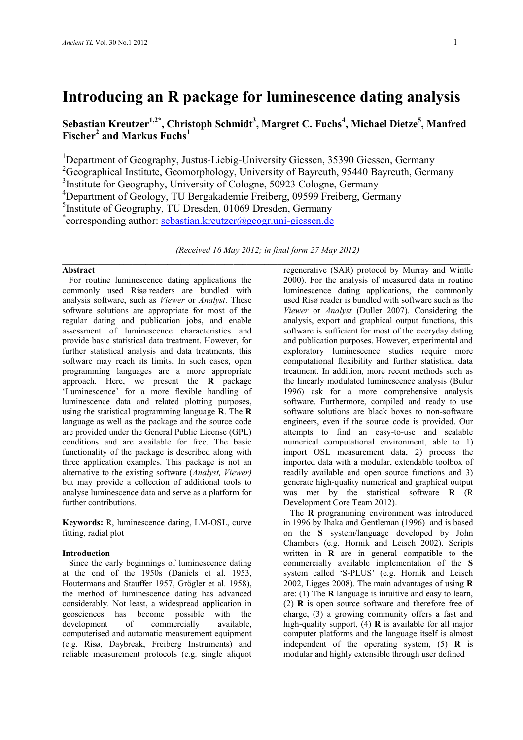# Introducing an R package for luminescence dating analysis

**Sebastian Kreutzer[1,2*], Christoph Schmidt[3], Margret C. Fuchs[4], Michael Dietze[5], Manfred Fischer[2] and Markus Fuchs[1]**

[1]Department of Geography, Justus-Liebig-University Giessen, 35390 Giessen, Germany
[2]Geographical Institute, Geomorphology, University of Bayreuth, 95440 Bayreuth, Germany
[3]Institute for Geography, University of Cologne, 50923 Cologne, Germany
[4]Department of Geology, TU Bergakademie Freiberg, 09599 Freiberg, Germany
[5]Institute of Geography, TU Dresden, 01069 Dresden, Germany
[*]corresponding author: sebastian.kreutzer@geogr.uni-giessen.de

*(Received 16 May 2012; in final form 27 May 2012)*

### Abstract

For routine luminescence dating applications the commonly used Risø readers are bundled with analysis software, such as *Viewer* or *Analyst*. These software solutions are appropriate for most of the regular dating and publication jobs, and enable assessment of luminescence characteristics and provide basic statistical data treatment. However, for further statistical analysis and data treatments, this software may reach its limits. In such cases, open programming languages are a more appropriate approach. Here, we present the **R** package 'Luminescence' for a more flexible handling of luminescence data and related plotting purposes, using the statistical programming language **R**. The **R** language as well as the package and the source code are provided under the General Public License (GPL) conditions and are available for free. The basic functionality of the package is described along with three application examples. This package is not an alternative to the existing software (*Analyst, Viewer)* but may provide a collection of additional tools to analyse luminescence data and serve as a platform for further contributions.

**Keywords:** R, luminescence dating, LM-OSL, curve fitting, radial plot

### Introduction

Since the early beginnings of luminescence dating at the end of the 1950s (Daniels et al. 1953, Houtermans and Stauffer 1957, Grögler et al. 1958), the method of luminescence dating has advanced considerably. Not least, a widespread application in geosciences has become possible with the development of commercially available, computerised and automatic measurement equipment (e.g. Risø, Daybreak, Freiberg Instruments) and reliable measurement protocols (e.g. single aliquot regenerative (SAR) protocol by Murray and Wintle 2000). For the analysis of measured data in routine luminescence dating applications, the commonly used Risø reader is bundled with software such as the *Viewer* or *Analyst* (Duller 2007). Considering the analysis, export and graphical output functions, this software is sufficient for most of the everyday dating and publication purposes. However, experimental and exploratory luminescence studies require more computational flexibility and further statistical data treatment. In addition, more recent methods such as the linearly modulated luminescence analysis (Bulur 1996) ask for a more comprehensive analysis software. Furthermore, compiled and ready to use software solutions are black boxes to non-software engineers, even if the source code is provided. Our attempts to find an easy-to-use and scalable numerical computational environment, able to 1) import OSL measurement data, 2) process the imported data with a modular, extendable toolbox of readily available and open source functions and 3) generate high-quality numerical and graphical output was met by the statistical software **R** (R Development Core Team 2012).

The **R** programming environment was introduced in 1996 by Ihaka and Gentleman (1996) and is based on the **S** system/language developed by John Chambers (e.g. Hornik and Leisch 2002). Scripts written in **R** are in general compatible to the commercially available implementation of the **S** system called 'S-PLUS' (e.g. Hornik and Leisch 2002, Ligges 2008). The main advantages of using **R** are: (1) The **R** language is intuitive and easy to learn, (2) **R** is open source software and therefore free of charge, (3) a growing community offers a fast and high-quality support, (4) **R** is available for all major computer platforms and the language itself is almost independent of the operating system, (5) **R** is modular and highly extensible through user defined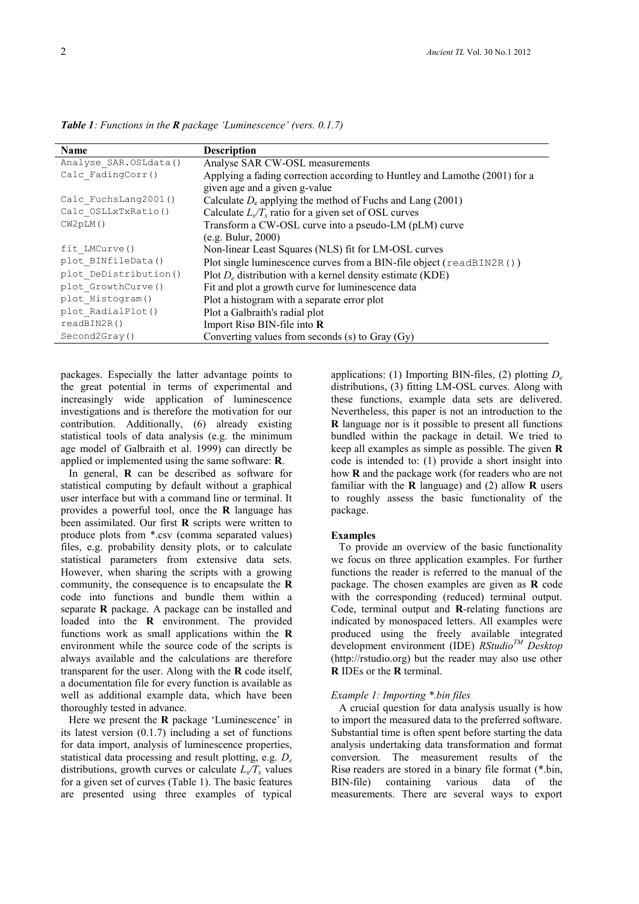***Table 1**: Functions in the **R** package 'Luminescence' (vers. 0.1.7)*

| **Name** | **Description** |
|---|---|
| `Analyse_SAR.OSLdata()` | Analyse SAR CW-OSL measurements |
| `Calc_FadingCorr()` | Applying a fading correction according to Huntley and Lamothe (2001) for a given age and a given g-value |
| `Calc_FuchsLang2001()` | Calculate $D_e$ applying the method of Fuchs and Lang (2001) |
| `Calc_OSLLxTxRatio()` | Calculate $L_x/T_x$ ratio for a given set of OSL curves |
| `CW2pLM()` | Transform a CW-OSL curve into a pseudo-LM (pLM) curve (e.g. Bulur, 2000) |
| `fit_LMCurve()` | Non-linear Least Squares (NLS) fit for LM-OSL curves |
| `plot_BINfileData()` | Plot single luminescence curves from a BIN-file object (`readBIN2R()`) |
| `plot_DeDistribution()` | Plot $D_e$ distribution with a kernel density estimate (KDE) |
| `plot_GrowthCurve()` | Fit and plot a growth curve for luminescence data |
| `plot_Histogram()` | Plot a histogram with a separate error plot |
| `plot_RadialPlot()` | Plot a Galbraith's radial plot |
| `readBIN2R()` | Import Risø BIN-file into **R** |
| `Second2Gray()` | Converting values from seconds (s) to Gray (Gy) |

packages. Especially the latter advantage points to the great potential in terms of experimental and increasingly wide application of luminescence investigations and is therefore the motivation for our contribution. Additionally, (6) already existing statistical tools of data analysis (e.g. the minimum age model of Galbraith et al. 1999) can directly be applied or implemented using the same software: **R**.

In general, **R** can be described as software for statistical computing by default without a graphical user interface but with a command line or terminal. It provides a powerful tool, once the **R** language has been assimilated. Our first **R** scripts were written to produce plots from *.csv (comma separated values) files, e.g. probability density plots, or to calculate statistical parameters from extensive data sets. However, when sharing the scripts with a growing community, the consequence is to encapsulate the **R** code into functions and bundle them within a separate **R** package. A package can be installed and loaded into the **R** environment. The provided functions work as small applications within the **R** environment while the source code of the scripts is always available and the calculations are therefore transparent for the user. Along with the **R** code itself, a documentation file for every function is available as well as additional example data, which have been thoroughly tested in advance.

Here we present the **R** package 'Luminescence' in its latest version (0.1.7) including a set of functions for data import, analysis of luminescence properties, statistical data processing and result plotting, e.g. $D_e$ distributions, growth curves or calculate $L_x/T_x$ values for a given set of curves (Table 1). The basic features are presented using three examples of typical applications: (1) Importing BIN-files, (2) plotting $D_e$ distributions, (3) fitting LM-OSL curves. Along with these functions, example data sets are delivered. Nevertheless, this paper is not an introduction to the **R** language nor is it possible to present all functions bundled within the package in detail. We tried to keep all examples as simple as possible. The given **R** code is intended to: (1) provide a short insight into how **R** and the package work (for readers who are not familiar with the **R** language) and (2) allow **R** users to roughly assess the basic functionality of the package.

**Examples**

To provide an overview of the basic functionality we focus on three application examples. For further functions the reader is referred to the manual of the package. The chosen examples are given as **R** code with the corresponding (reduced) terminal output. Code, terminal output and **R**-relating functions are indicated by monospaced letters. All examples were produced using the freely available integrated development environment (IDE) *RStudio*[TM] *Desktop* (http://rstudio.org) but the reader may also use other **R** IDEs or the **R** terminal.

*Example 1: Importing *.bin files*

A crucial question for data analysis usually is how to import the measured data to the preferred software. Substantial time is often spent before starting the data analysis undertaking data transformation and format conversion. The measurement results of the Risø readers are stored in a binary file format (*.bin, BIN-file) containing various data of the measurements. There are several ways to export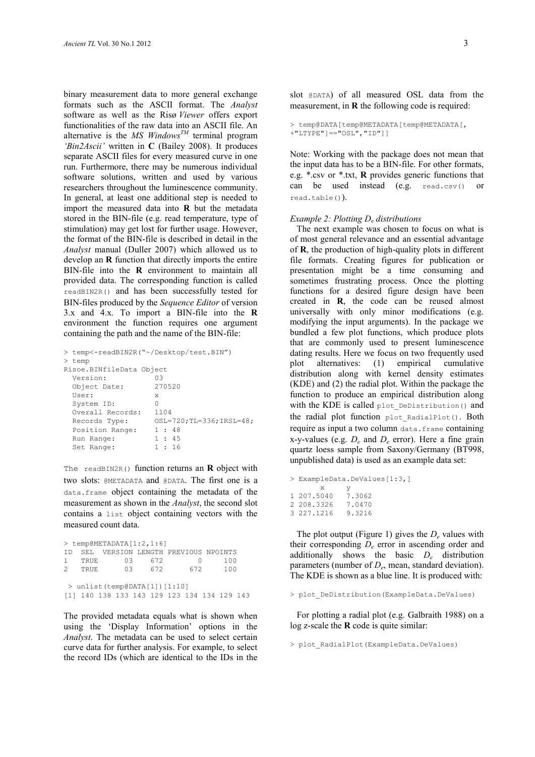binary measurement data to more general exchange formats such as the ASCII format. The *Analyst* software as well as the Risø *Viewer* offers export functionalities of the raw data into an ASCII file. An alternative is the *MS Windows*$^{TM}$ terminal program *'Bin2Ascii'* written in **C** (Bailey 2008). It produces separate ASCII files for every measured curve in one run. Furthermore, there may be numerous individual software solutions, written and used by various researchers throughout the luminescence community. In general, at least one additional step is needed to import the measured data into **R** but the metadata stored in the BIN-file (e.g. read temperature, type of stimulation) may get lost for further usage. However, the format of the BIN-file is described in detail in the *Analyst* manual (Duller 2007) which allowed us to develop an **R** function that directly imports the entire BIN-file into the **R** environment to maintain all provided data. The corresponding function is called `readBIN2R()` and has been successfully tested for BIN-files produced by the *Sequence Editor* of version 3.x and 4.x. To import a BIN-file into the **R** environment the function requires one argument containing the path and the name of the BIN-file:

```
> temp<-readBIN2R("~/Desktop/test.BIN")
> temp
Risoe.BINfileData Object
  Version:            03
  Object Date:        270520
  User:               x
  System ID:          0
  Overall Records:    1104
  Records Type:       OSL=720;TL=336;IRSL=48;
  Position Range:     1 : 48
  Run Range:          1 : 45
  Set Range:          1 : 16
```

The `readBIN2R()` function returns an **R** object with two slots: `@METADATA` and `@DATA`. The first one is a `data.frame` object containing the metadata of the measurement as shown in the *Analyst*, the second slot contains a `list` object containing vectors with the measured count data.

```
> temp@METADATA[1:2,1:6]
ID  SEL   VERSION LENGTH PREVIOUS NPOINTS
1   TRUE      03    672        0     100
2   TRUE      03    672      672     100

 > unlist(temp@DATA[1])[1:10]
[1] 140 138 133 143 129 123 134 134 129 143
```

The provided metadata equals what is shown when using the 'Display Information' options in the *Analyst*. The metadata can be used to select certain curve data for further analysis. For example, to select the record IDs (which are identical to the IDs in the slot `@DATA`) of all measured OSL data from the measurement, in **R** the following code is required:

```
> temp@DATA[temp@METADATA[temp@METADATA[,
+"LTYPE"]=="OSL","ID"]]
```

Note: Working with the package does not mean that the input data has to be a BIN-file. For other formats, e.g. *.csv or *.txt, **R** provides generic functions that can be used instead (e.g. `read.csv()` or `read.table()`).

*Example 2: Plotting $D_e$ distributions*

The next example was chosen to focus on what is of most general relevance and an essential advantage of **R**, the production of high-quality plots in different file formats. Creating figures for publication or presentation might be a time consuming and sometimes frustrating process. Once the plotting functions for a desired figure design have been created in **R**, the code can be reused almost universally with only minor modifications (e.g. modifying the input arguments). In the package we bundled a few plot functions, which produce plots that are commonly used to present luminescence dating results. Here we focus on two frequently used plot alternatives: (1) empirical cumulative distribution along with kernel density estimates (KDE) and (2) the radial plot. Within the package the function to produce an empirical distribution along with the KDE is called `plot_DeDistribution()` and the radial plot function `plot_RadialPlot()`. Both require as input a two column `data.frame` containing x-y-values (e.g. $D_e$ and $D_e$ error). Here a fine grain quartz loess sample from Saxony/Germany (BT998, unpublished data) is used as an example data set:

```
> ExampleData.DeValues[1:3,]
         x        y
1 207.5040   7.3062
2 208.3326   7.0470
3 227.1216   9.3216
```

The plot output (Figure 1) gives the $D_e$ values with their corresponding $D_e$ error in ascending order and additionally shows the basic $D_e$ distribution parameters (number of $D_e$, mean, standard deviation). The KDE is shown as a blue line. It is produced with:

```
> plot_DeDistribution(ExampleData.DeValues)
```

For plotting a radial plot (e.g. Galbraith 1988) on a log z-scale the **R** code is quite similar:

```
> plot_RadialPlot(ExampleData.DeValues)
```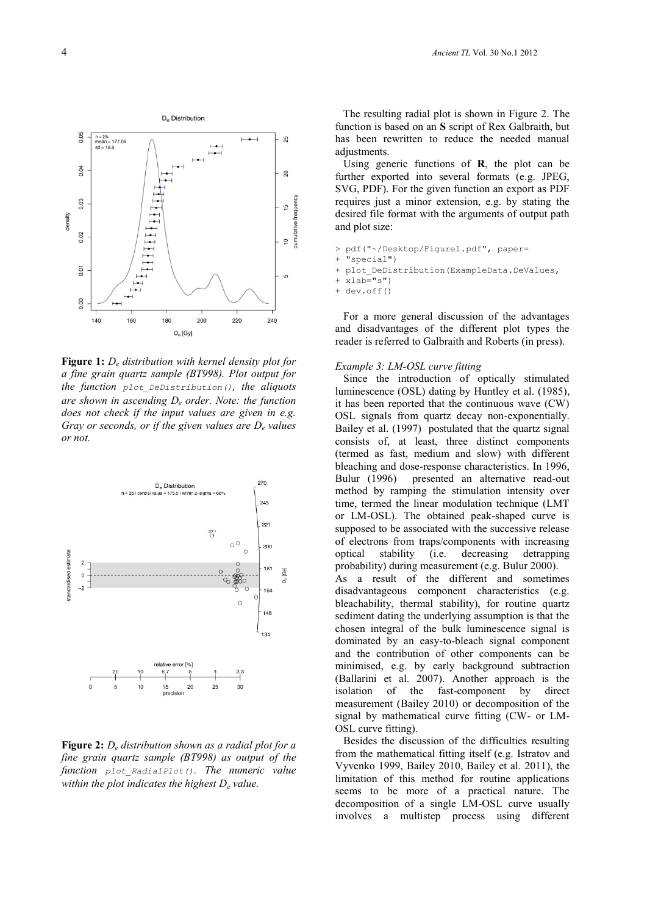**Figure 1:** *$D_e$ distribution with kernel density plot for a fine grain quartz sample (BT998). Plot output for the function `plot_DeDistribution()`, the aliquots are shown in ascending $D_e$ order. Note: the function does not check if the input values are given in e.g. Gray or seconds, or if the given values are $D_e$ values or not.*

**Figure 2:** *$D_e$ distribution shown as a radial plot for a fine grain quartz sample (BT998) as output of the function `plot_RadialPlot()`. The numeric value within the plot indicates the highest $D_e$ value.*

The resulting radial plot is shown in Figure 2. The function is based on an **S** script of Rex Galbraith, but has been rewritten to reduce the needed manual adjustments.

Using generic functions of **R**, the plot can be further exported into several formats (e.g. JPEG, SVG, PDF). For the given function an export as PDF requires just a minor extension, e.g. by stating the desired file format with the arguments of output path and plot size:

```
> pdf("~/Desktop/Figure1.pdf", paper=
+ "special")
+ plot_DeDistribution(ExampleData.DeValues,
+ xlab="s")
+ dev.off()
```

For a more general discussion of the advantages and disadvantages of the different plot types the reader is referred to Galbraith and Roberts (in press).

*Example 3: LM-OSL curve fitting*

Since the introduction of optically stimulated luminescence (OSL) dating by Huntley et al. (1985), it has been reported that the continuous wave (CW) OSL signals from quartz decay non-exponentially. Bailey et al. (1997) postulated that the quartz signal consists of, at least, three distinct components (termed as fast, medium and slow) with different bleaching and dose-response characteristics. In 1996, Bulur (1996) presented an alternative read-out method by ramping the stimulation intensity over time, termed the linear modulation technique (LMT or LM-OSL). The obtained peak-shaped curve is supposed to be associated with the successive release of electrons from traps/components with increasing optical stability (i.e. decreasing detrapping probability) during measurement (e.g. Bulur 2000).
As a result of the different and sometimes disadvantageous component characteristics (e.g. bleachability, thermal stability), for routine quartz sediment dating the underlying assumption is that the chosen integral of the bulk luminescence signal is dominated by an easy-to-bleach signal component and the contribution of other components can be minimised, e.g. by early background subtraction (Ballarini et al. 2007). Another approach is the isolation of the fast-component by direct measurement (Bailey 2010) or decomposition of the signal by mathematical curve fitting (CW- or LM-OSL curve fitting).

Besides the discussion of the difficulties resulting from the mathematical fitting itself (e.g. Istratov and Vyvenko 1999, Bailey 2010, Bailey et al. 2011), the limitation of this method for routine applications seems to be more of a practical nature. The decomposition of a single LM-OSL curve usually involves a multistep process using different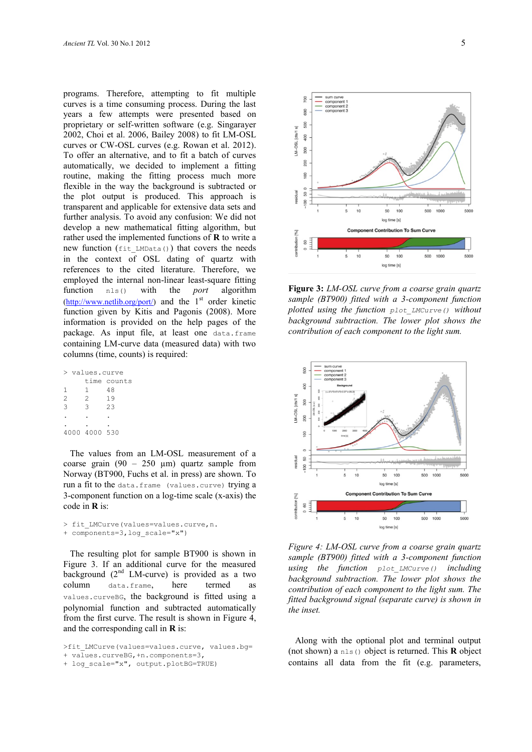programs. Therefore, attempting to fit multiple curves is a time consuming process. During the last years a few attempts were presented based on proprietary or self-written software (e.g. Singarayer 2002, Choi et al. 2006, Bailey 2008) to fit LM-OSL curves or CW-OSL curves (e.g. Rowan et al. 2012). To offer an alternative, and to fit a batch of curves automatically, we decided to implement a fitting routine, making the fitting process much more flexible in the way the background is subtracted or the plot output is produced. This approach is transparent and applicable for extensive data sets and further analysis. To avoid any confusion: We did not develop a new mathematical fitting algorithm, but rather used the implemented functions of **R** to write a new function (`fit_LMData()`) that covers the needs in the context of OSL dating of quartz with references to the cited literature. Therefore, we employed the internal non-linear least-square fitting function `nls()` with the *port* algorithm (http://www.netlib.org/port/) and the 1st order kinetic function given by Kitis and Pagonis (2008). More information is provided on the help pages of the package. As input file, at least one `data.frame` containing LM-curve data (measured data) with two columns (time, counts) is required:

```
> values.curve
     time counts
1    1    48
2    2    19
3    3    23
.    .    .
.    .    .
4000 4000 530
```

The values from an LM-OSL measurement of a coarse grain (90 – 250 µm) quartz sample from Norway (BT900, Fuchs et al. in press) are shown. To run a fit to the `data.frame (values.curve)` trying a 3-component function on a log-time scale (x-axis) the code in **R** is:

```
> fit_LMCurve(values=values.curve,n.
+ components=3,log_scale="x")
```

The resulting plot for sample BT900 is shown in Figure 3. If an additional curve for the measured background (2nd LM-curve) is provided as a two column `data.frame`, here termed as `values.curveBG`, the background is fitted using a polynomial function and subtracted automatically from the first curve. The result is shown in Figure 4, and the corresponding call in **R** is:

```
>fit_LMCurve(values=values.curve, values.bg=
+ values.curveBG,+n.components=3,
+ log_scale="x", output.plotBG=TRUE)
```

**Figure 3:** *LM-OSL curve from a coarse grain quartz sample (BT900) fitted with a 3-component function plotted using the function `plot_LMCurve()` without background subtraction. The lower plot shows the contribution of each component to the light sum.*

*Figure 4: LM-OSL curve from a coarse grain quartz sample (BT900) fitted with a 3-component function using the function `plot_LMCurve()` including background subtraction. The lower plot shows the contribution of each component to the light sum. The fitted background signal (separate curve) is shown in the inset.*

Along with the optional plot and terminal output (not shown) a `nls()` object is returned. This **R** object contains all data from the fit (e.g. parameters,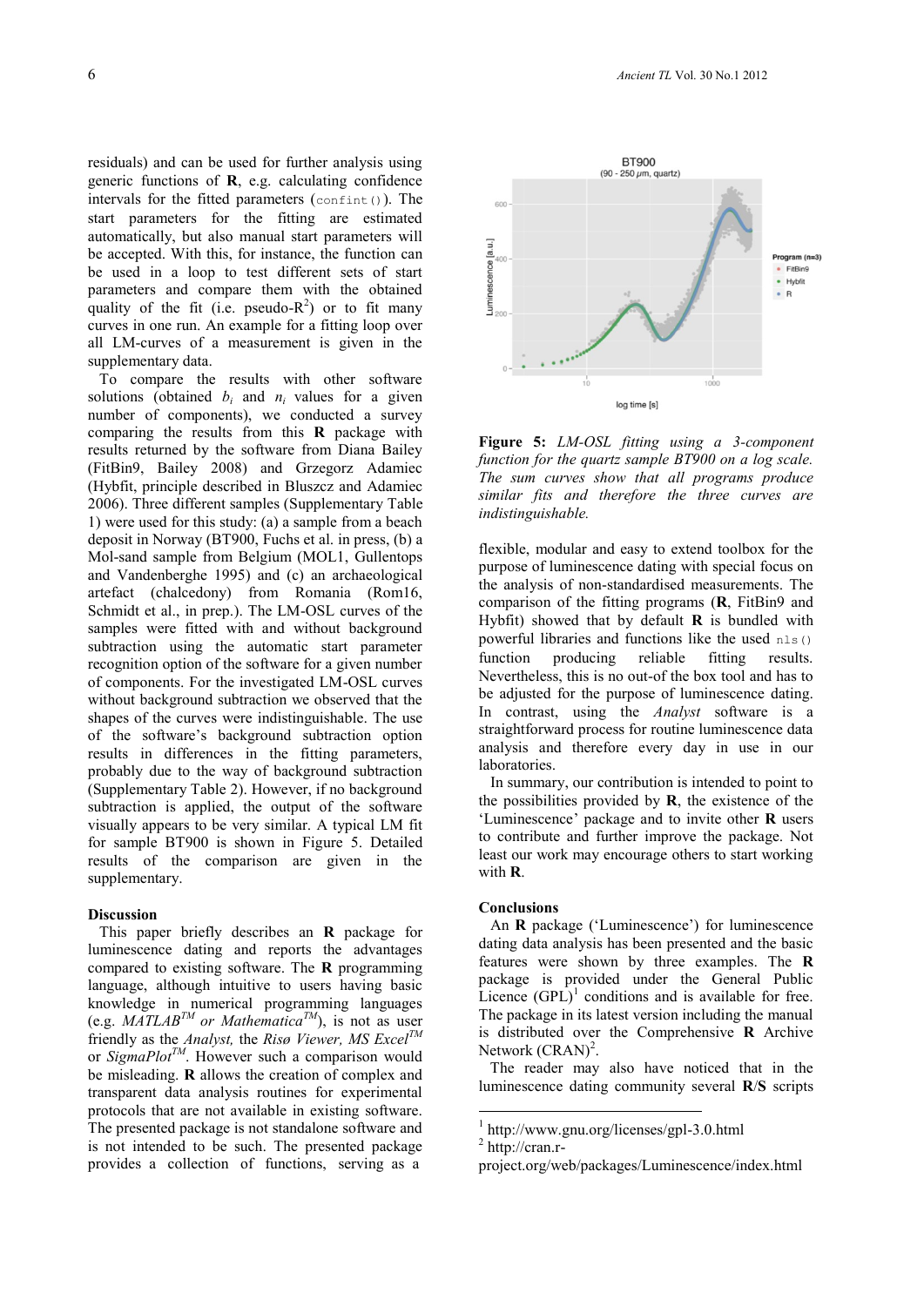residuals) and can be used for further analysis using generic functions of **R**, e.g. calculating confidence intervals for the fitted parameters (`confint()`). The start parameters for the fitting are estimated automatically, but also manual start parameters will be accepted. With this, for instance, the function can be used in a loop to test different sets of start parameters and compare them with the obtained quality of the fit (i.e. pseudo-$R^2$) or to fit many curves in one run. An example for a fitting loop over all LM-curves of a measurement is given in the supplementary data.

To compare the results with other software solutions (obtained $b_i$ and $n_i$ values for a given number of components), we conducted a survey comparing the results from this **R** package with results returned by the software from Diana Bailey (FitBin9, Bailey 2008) and Grzegorz Adamiec (Hybfit, principle described in Bluszcz and Adamiec 2006). Three different samples (Supplementary Table 1) were used for this study: (a) a sample from a beach deposit in Norway (BT900, Fuchs et al. in press, (b) a Mol-sand sample from Belgium (MOL1, Gullentops and Vandenberghe 1995) and (c) an archaeological artefact (chalcedony) from Romania (Rom16, Schmidt et al., in prep.). The LM-OSL curves of the samples were fitted with and without background subtraction using the automatic start parameter recognition option of the software for a given number of components. For the investigated LM-OSL curves without background subtraction we observed that the shapes of the curves were indistinguishable. The use of the software's background subtraction option results in differences in the fitting parameters, probably due to the way of background subtraction (Supplementary Table 2). However, if no background subtraction is applied, the output of the software visually appears to be very similar. A typical LM fit for sample BT900 is shown in Figure 5. Detailed results of the comparison are given in the supplementary.

**Figure 5:** *LM-OSL fitting using a 3-component function for the quartz sample BT900 on a log scale. The sum curves show that all programs produce similar fits and therefore the three curves are indistinguishable.*

## Discussion

This paper briefly describes an **R** package for luminescence dating and reports the advantages compared to existing software. The **R** programming language, although intuitive to users having basic knowledge in numerical programming languages (e.g. *MATLAB™ or Mathematica™*), is not as user friendly as the *Analyst*, the *Risø Viewer, MS Excel™* or *SigmaPlot™*. However such a comparison would be misleading. **R** allows the creation of complex and transparent data analysis routines for experimental protocols that are not available in existing software. The presented package is not standalone software and is not intended to be such. The presented package provides a collection of functions, serving as a flexible, modular and easy to extend toolbox for the purpose of luminescence dating with special focus on the analysis of non-standardised measurements. The comparison of the fitting programs (**R**, FitBin9 and Hybfit) showed that by default **R** is bundled with powerful libraries and functions like the used `nls()` function producing reliable fitting results. Nevertheless, this is no out-of the box tool and has to be adjusted for the purpose of luminescence dating. In contrast, using the *Analyst* software is a straightforward process for routine luminescence data analysis and therefore every day in use in our laboratories.

In summary, our contribution is intended to point to the possibilities provided by **R**, the existence of the 'Luminescence' package and to invite other **R** users to contribute and further improve the package. Not least our work may encourage others to start working with **R**.

## Conclusions

An **R** package ('Luminescence') for luminescence dating data analysis has been presented and the basic features were shown by three examples. The **R** package is provided under the General Public Licence (GPL)[1] conditions and is available for free. The package in its latest version including the manual is distributed over the Comprehensive **R** Archive Network (CRAN)[2].

The reader may also have noticed that in the luminescence dating community several **R**/**S** scripts

---

[1] http://www.gnu.org/licenses/gpl-3.0.html

[2] http://cran.r-project.org/web/packages/Luminescence/index.html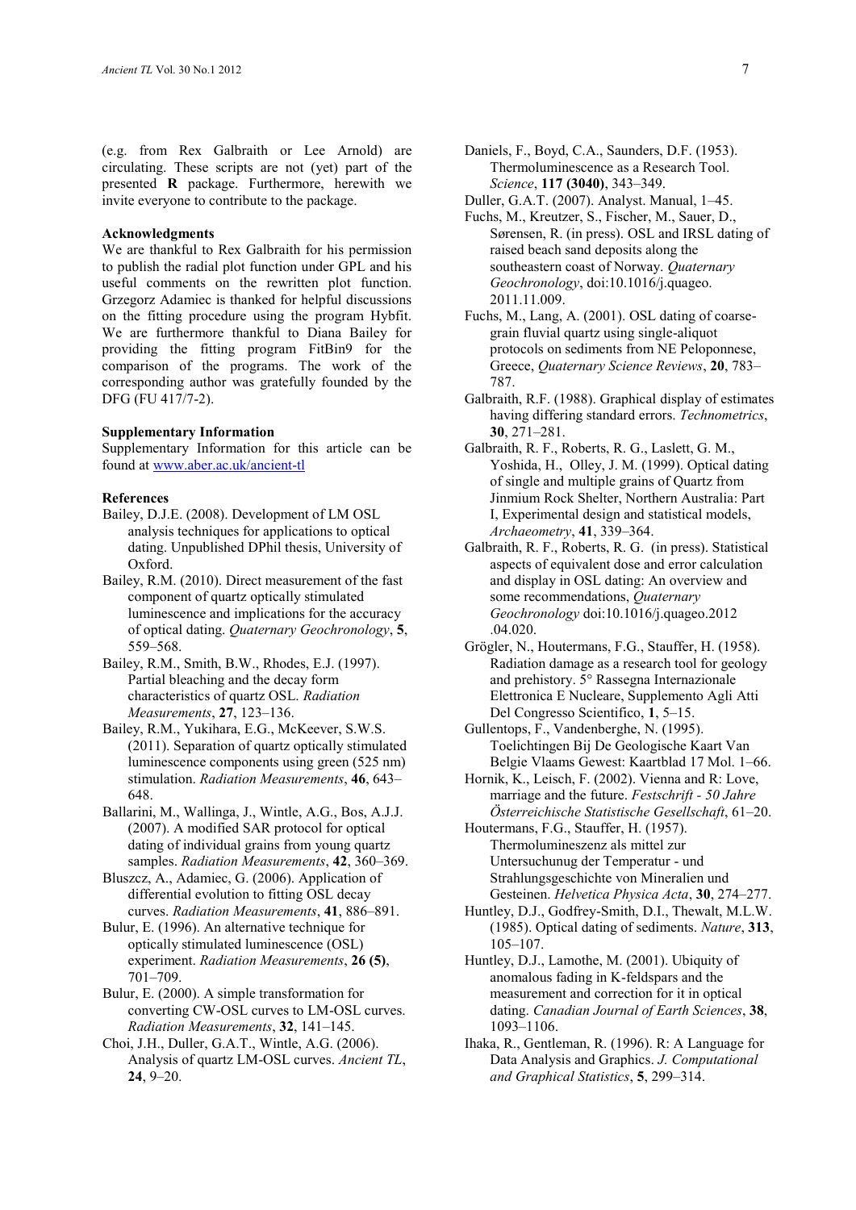(e.g. from Rex Galbraith or Lee Arnold) are circulating. These scripts are not (yet) part of the presented **R** package. Furthermore, herewith we invite everyone to contribute to the package.

**Acknowledgments**

We are thankful to Rex Galbraith for his permission to publish the radial plot function under GPL and his useful comments on the rewritten plot function. Grzegorz Adamiec is thanked for helpful discussions on the fitting procedure using the program Hybfit. We are furthermore thankful to Diana Bailey for providing the fitting program FitBin9 for the comparison of the programs. The work of the corresponding author was gratefully founded by the DFG (FU 417/7-2).

**Supplementary Information**

Supplementary Information for this article can be found at www.aber.ac.uk/ancient-tl

**References**

Bailey, D.J.E. (2008). Development of LM OSL analysis techniques for applications to optical dating. Unpublished DPhil thesis, University of Oxford.

Bailey, R.M. (2010). Direct measurement of the fast component of quartz optically stimulated luminescence and implications for the accuracy of optical dating. *Quaternary Geochronology*, **5**, 559–568.

Bailey, R.M., Smith, B.W., Rhodes, E.J. (1997). Partial bleaching and the decay form characteristics of quartz OSL. *Radiation Measurements*, **27**, 123–136.

Bailey, R.M., Yukihara, E.G., McKeever, S.W.S. (2011). Separation of quartz optically stimulated luminescence components using green (525 nm) stimulation. *Radiation Measurements*, **46**, 643–648.

Ballarini, M., Wallinga, J., Wintle, A.G., Bos, A.J.J. (2007). A modified SAR protocol for optical dating of individual grains from young quartz samples. *Radiation Measurements*, **42**, 360–369.

Bluszcz, A., Adamiec, G. (2006). Application of differential evolution to fitting OSL decay curves. *Radiation Measurements*, **41**, 886–891.

Bulur, E. (1996). An alternative technique for optically stimulated luminescence (OSL) experiment. *Radiation Measurements*, **26 (5)**, 701–709.

Bulur, E. (2000). A simple transformation for converting CW-OSL curves to LM-OSL curves. *Radiation Measurements*, **32**, 141–145.

Choi, J.H., Duller, G.A.T., Wintle, A.G. (2006). Analysis of quartz LM-OSL curves. *Ancient TL*, **24**, 9–20.

Daniels, F., Boyd, C.A., Saunders, D.F. (1953). Thermoluminescence as a Research Tool. *Science*, **117 (3040)**, 343–349.

Duller, G.A.T. (2007). Analyst. Manual, 1–45.

Fuchs, M., Kreutzer, S., Fischer, M., Sauer, D., Sørensen, R. (in press). OSL and IRSL dating of raised beach sand deposits along the southeastern coast of Norway. *Quaternary Geochronology*, doi:10.1016/j.quageo.2011.11.009.

Fuchs, M., Lang, A. (2001). OSL dating of coarse-grain fluvial quartz using single-aliquot protocols on sediments from NE Peloponnese, Greece, *Quaternary Science Reviews*, **20**, 783–787.

Galbraith, R.F. (1988). Graphical display of estimates having differing standard errors. *Technometrics*, **30**, 271–281.

Galbraith, R. F., Roberts, R. G., Laslett, G. M., Yoshida, H., Olley, J. M. (1999). Optical dating of single and multiple grains of Quartz from Jinmium Rock Shelter, Northern Australia: Part I, Experimental design and statistical models, *Archaeometry*, **41**, 339–364.

Galbraith, R. F., Roberts, R. G. (in press). Statistical aspects of equivalent dose and error calculation and display in OSL dating: An overview and some recommendations, *Quaternary Geochronology* doi:10.1016/j.quageo.2012.04.020.

Grögler, N., Houtermans, F.G., Stauffer, H. (1958). Radiation damage as a research tool for geology and prehistory. 5° Rassegna Internazionale Elettronica E Nucleare, Supplemento Agli Atti Del Congresso Scientifico, **1**, 5–15.

Gullentops, F., Vandenberghe, N. (1995). Toelichtingen Bij De Geologische Kaart Van Belgie Vlaams Gewest: Kaartblad 17 Mol. 1–66.

Hornik, K., Leisch, F. (2002). Vienna and R: Love, marriage and the future. *Festschrift - 50 Jahre Österreichische Statistische Gesellschaft*, 61–20.

Houtermans, F.G., Stauffer, H. (1957). Thermolumineszenz als mittel zur Untersuchunug der Temperatur - und Strahlungsgeschichte von Mineralien und Gesteinen. *Helvetica Physica Acta*, **30**, 274–277.

Huntley, D.J., Godfrey-Smith, D.I., Thewalt, M.L.W. (1985). Optical dating of sediments. *Nature*, **313**, 105–107.

Huntley, D.J., Lamothe, M. (2001). Ubiquity of anomalous fading in K-feldspars and the measurement and correction for it in optical dating. *Canadian Journal of Earth Sciences*, **38**, 1093–1106.

Ihaka, R., Gentleman, R. (1996). R: A Language for Data Analysis and Graphics. *J. Computational and Graphical Statistics*, **5**, 299–314.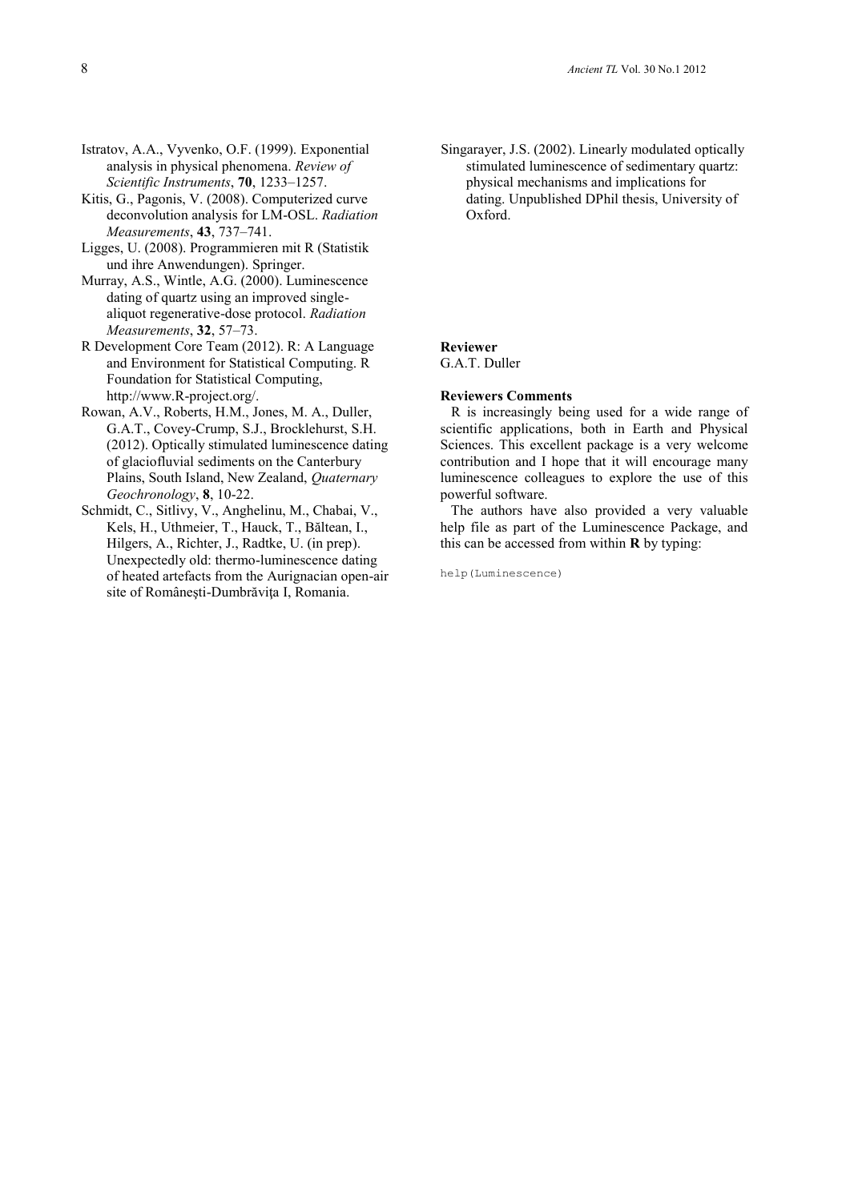Istratov, A.A., Vyvenko, O.F. (1999). Exponential analysis in physical phenomena. *Review of Scientific Instruments*, **70**, 1233–1257.

Kitis, G., Pagonis, V. (2008). Computerized curve deconvolution analysis for LM-OSL. *Radiation Measurements*, **43**, 737–741.

Ligges, U. (2008). Programmieren mit R (Statistik und ihre Anwendungen). Springer.

Murray, A.S., Wintle, A.G. (2000). Luminescence dating of quartz using an improved single-aliquot regenerative-dose protocol. *Radiation Measurements*, **32**, 57–73.

R Development Core Team (2012). R: A Language and Environment for Statistical Computing. R Foundation for Statistical Computing, http://www.R-project.org/.

Rowan, A.V., Roberts, H.M., Jones, M. A., Duller, G.A.T., Covey-Crump, S.J., Brocklehurst, S.H. (2012). Optically stimulated luminescence dating of glaciofluvial sediments on the Canterbury Plains, South Island, New Zealand, *Quaternary Geochronology*, **8**, 10-22.

Schmidt, C., Sitlivy, V., Anghelinu, M., Chabai, V., Kels, H., Uthmeier, T., Hauck, T., Băltean, I., Hilgers, A., Richter, J., Radtke, U. (in prep). Unexpectedly old: thermo-luminescence dating of heated artefacts from the Aurignacian open-air site of Româneşti-Dumbrăviţa I, Romania.

Singarayer, J.S. (2002). Linearly modulated optically stimulated luminescence of sedimentary quartz: physical mechanisms and implications for dating. Unpublished DPhil thesis, University of Oxford.

**Reviewer**

G.A.T. Duller

**Reviewers Comments**

R is increasingly being used for a wide range of scientific applications, both in Earth and Physical Sciences. This excellent package is a very welcome contribution and I hope that it will encourage many luminescence colleagues to explore the use of this powerful software.

The authors have also provided a very valuable help file as part of the Luminescence Package, and this can be accessed from within **R** by typing:

```
help(Luminescence)
```